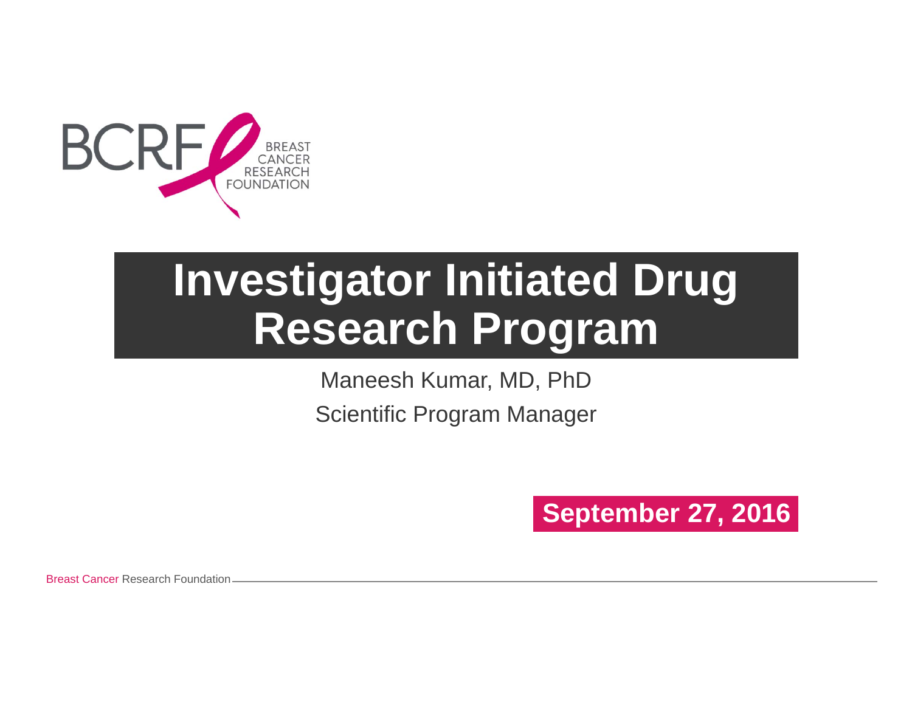BCRF BREAST CANCER RESEARCH FOUNDATION

# Investigator Initiated Drug Research Program

Maneesh Kumar, MD, PhD

Scientific Program Manager

**September 27, 2016**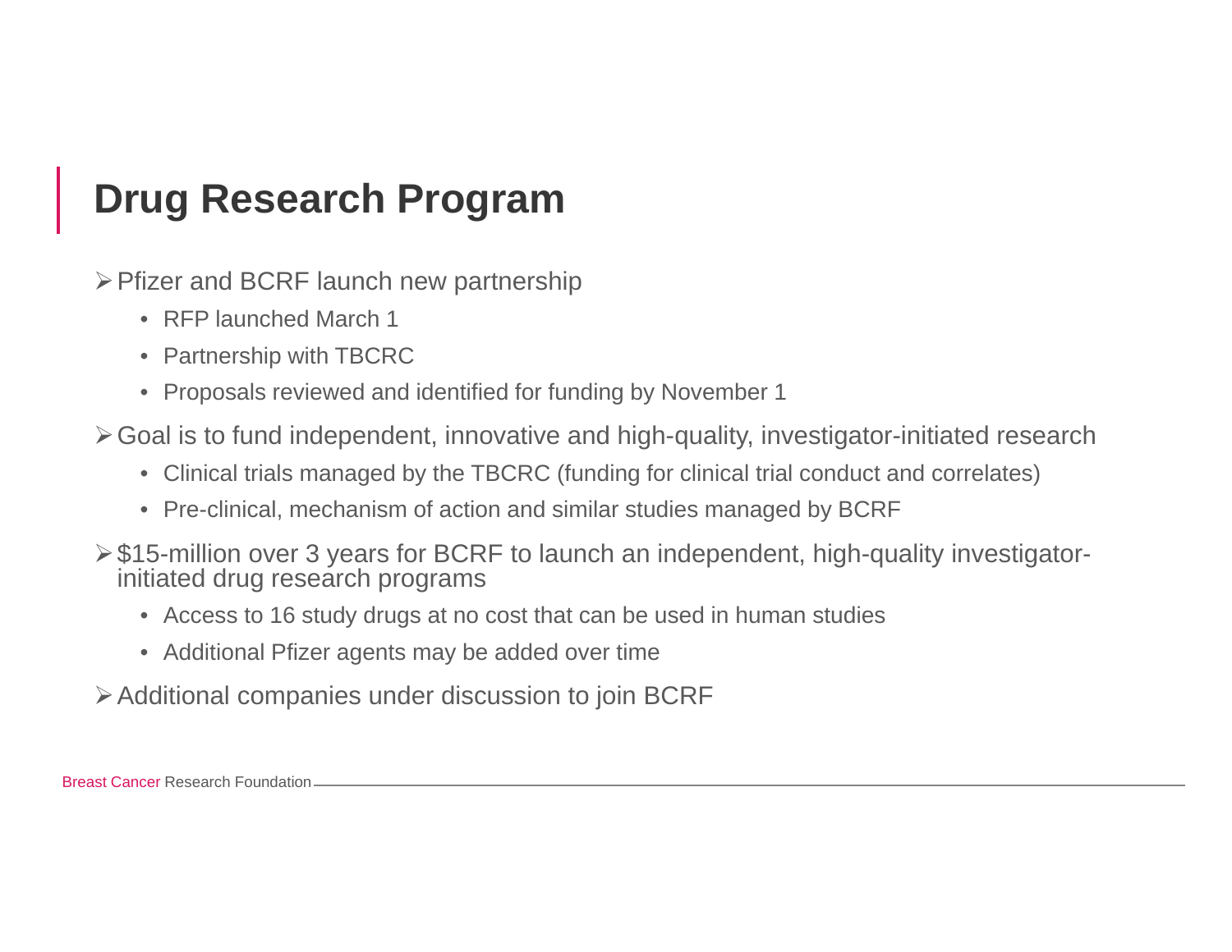# Drug Research Program

- Pfizer and BCRF launch new partnership
  - RFP launched March 1
  - Partnership with TBCRC
  - Proposals reviewed and identified for funding by November 1
- Goal is to fund independent, innovative and high-quality, investigator-initiated research
  - Clinical trials managed by the TBCRC (funding for clinical trial conduct and correlates)
  - Pre-clinical, mechanism of action and similar studies managed by BCRF
- $15-million over 3 years for BCRF to launch an independent, high-quality investigator-initiated drug research programs
  - Access to 16 study drugs at no cost that can be used in human studies
  - Additional Pfizer agents may be added over time
- Additional companies under discussion to join BCRF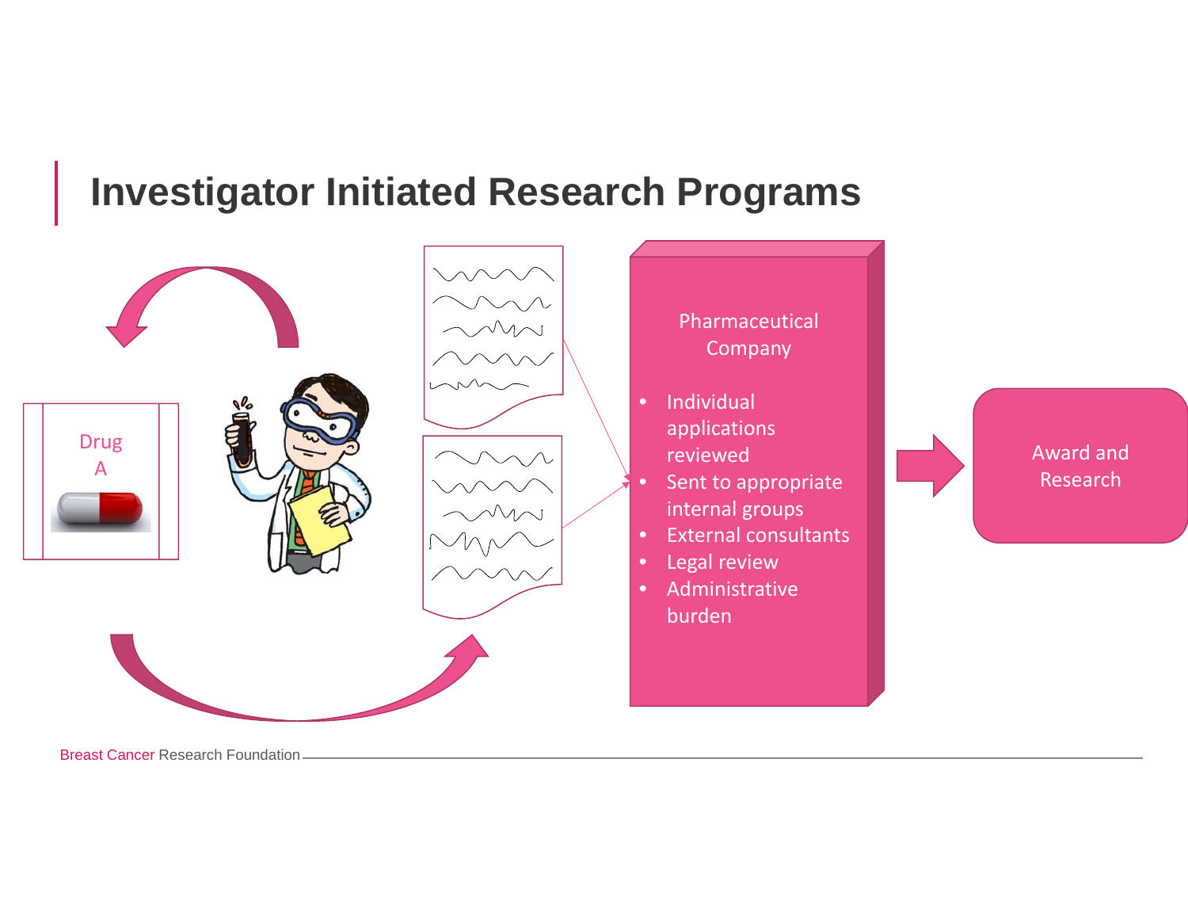# Investigator Initiated Research Programs

Drug A

Pharmaceutical Company

- Individual applications reviewed
- Sent to appropriate internal groups
- External consultants
- Legal review
- Administrative burden

Award and Research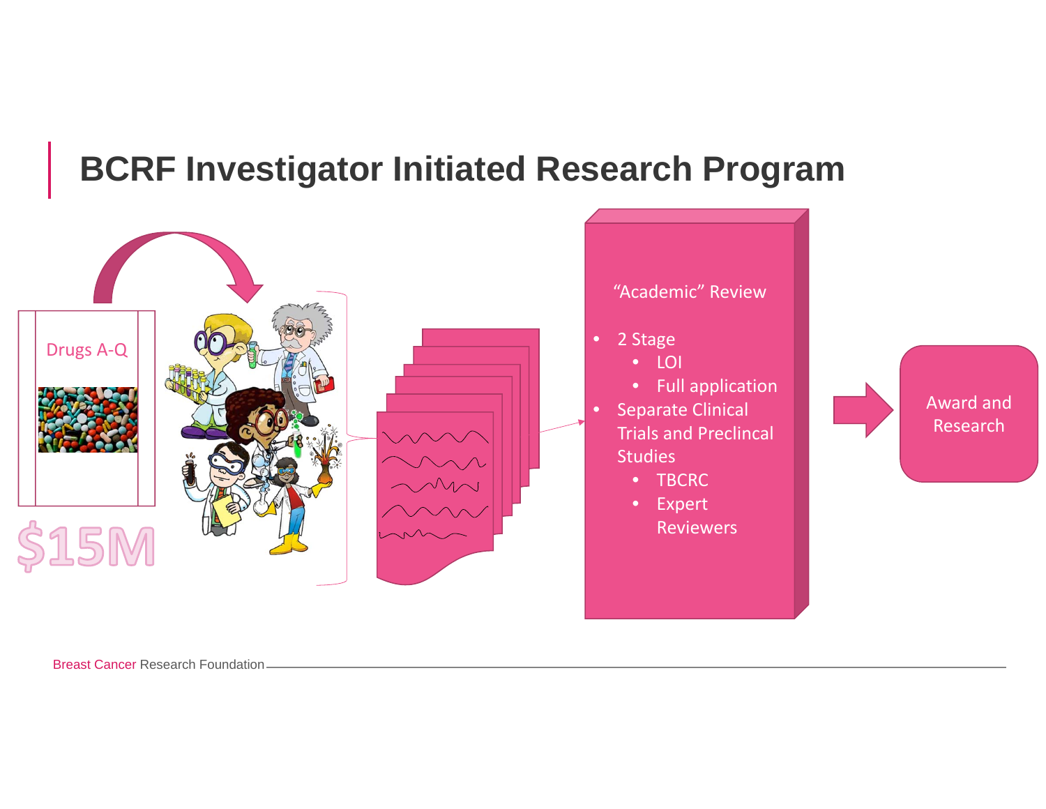# BCRF Investigator Initiated Research Program

Drugs A-Q

$15M

"Academic" Review

- 2 Stage
  - LOI
  - Full application
- Separate Clinical Trials and Preclincal Studies
  - TBCRC
  - Expert Reviewers

Award and Research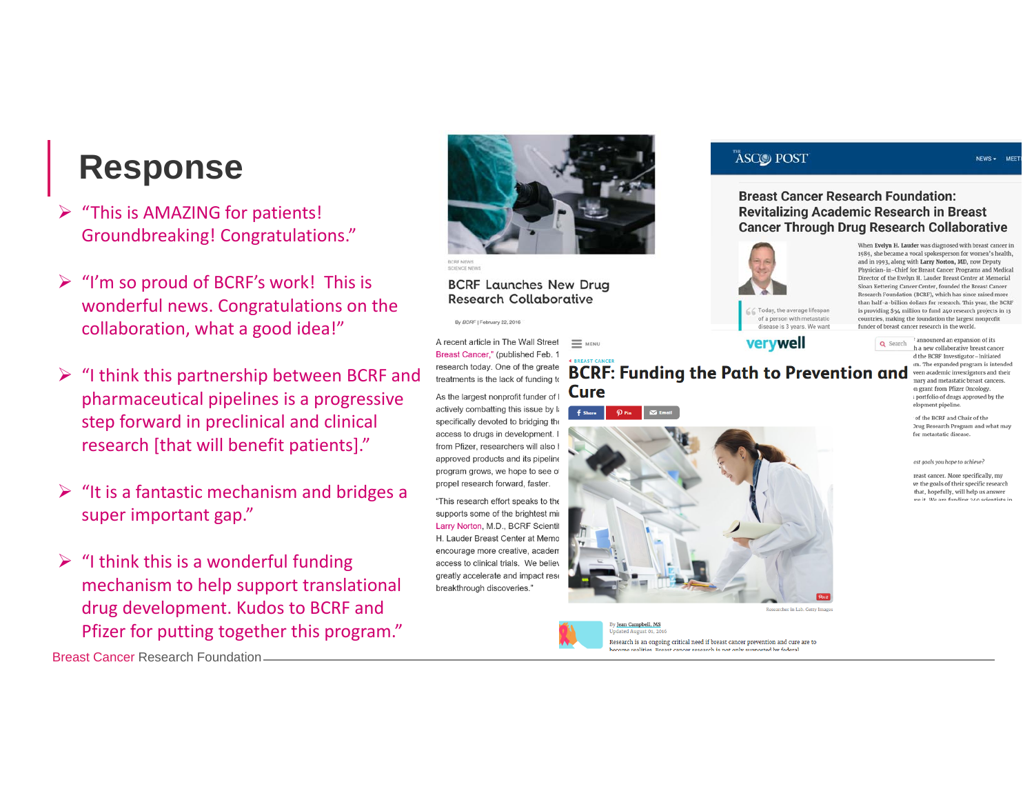# Response

- "This is AMAZING for patients! Groundbreaking! Congratulations."
- "I'm so proud of BCRF's work! This is wonderful news. Congratulations on the collaboration, what a good idea!"
- "I think this partnership between BCRF and pharmaceutical pipelines is a progressive step forward in preclinical and clinical research [that will benefit patients]."
- "It is a fantastic mechanism and bridges a super important gap."
- "I think this is a wonderful funding mechanism to help support translational drug development. Kudos to BCRF and Pfizer for putting together this program."

BCRF NEWS
SCIENCE NEWS

## BCRF Launches New Drug Research Collaborative

By BCRF | February 22, 2016

A recent article in The Wall Street Breast Cancer," (published Feb. 1 research today. One of the greate treatments is the lack of funding to

As the largest nonprofit funder of actively combatting this issue by l specifically devoted to bridging the access to drugs in development. I from Pfizer, researchers will also l approved products and its pipeline program grows, we hope to see o propel research forward, faster.

"This research effort speaks to the supports some of the brightest mi Larry Norton, M.D., BCRF Scienti H. Lauder Breast Center at Memo encourage more creative, academ access to clinical trials. We belie greatly accelerate and impact rese breakthrough discoveries."

THE ASCO POST

## Breast Cancer Research Foundation: Revitalizing Academic Research in Breast Cancer Through Drug Research Collaborative

When Evelyn H. Lauder was diagnosed with breast cancer in 1989, she became a vocal spokesperson for women's health, and in 1993, along with Larry Norton, MD, now Deputy Physician-in-Chief for Breast Cancer Programs and Medical Director of the Evelyn H. Lauder Breast Center at Memorial Sloan Kettering Cancer Center, founded the Breast Cancer Research Foundation (BCRF), which has since raised more than half-a-billion dollars for research. This year, the BCRF is providing $54 million to fund 240 research projects in 13 countries, making the foundation the largest nonprofit funder of breast cancer research in the world.

Today, the average lifespan of a person with metastatic disease is 3 years. We want

verywell

BREAST CANCER

## BCRF: Funding the Path to Prevention and Cure

Researcher in Lab. Getty Images

By Jean Campbell, MS
Updated August 01, 2016

Research is an ongoing critical need if breast cancer prevention and cure are to become realities. Breast cancer research is not only supported by federal

Breast Cancer Research Foundation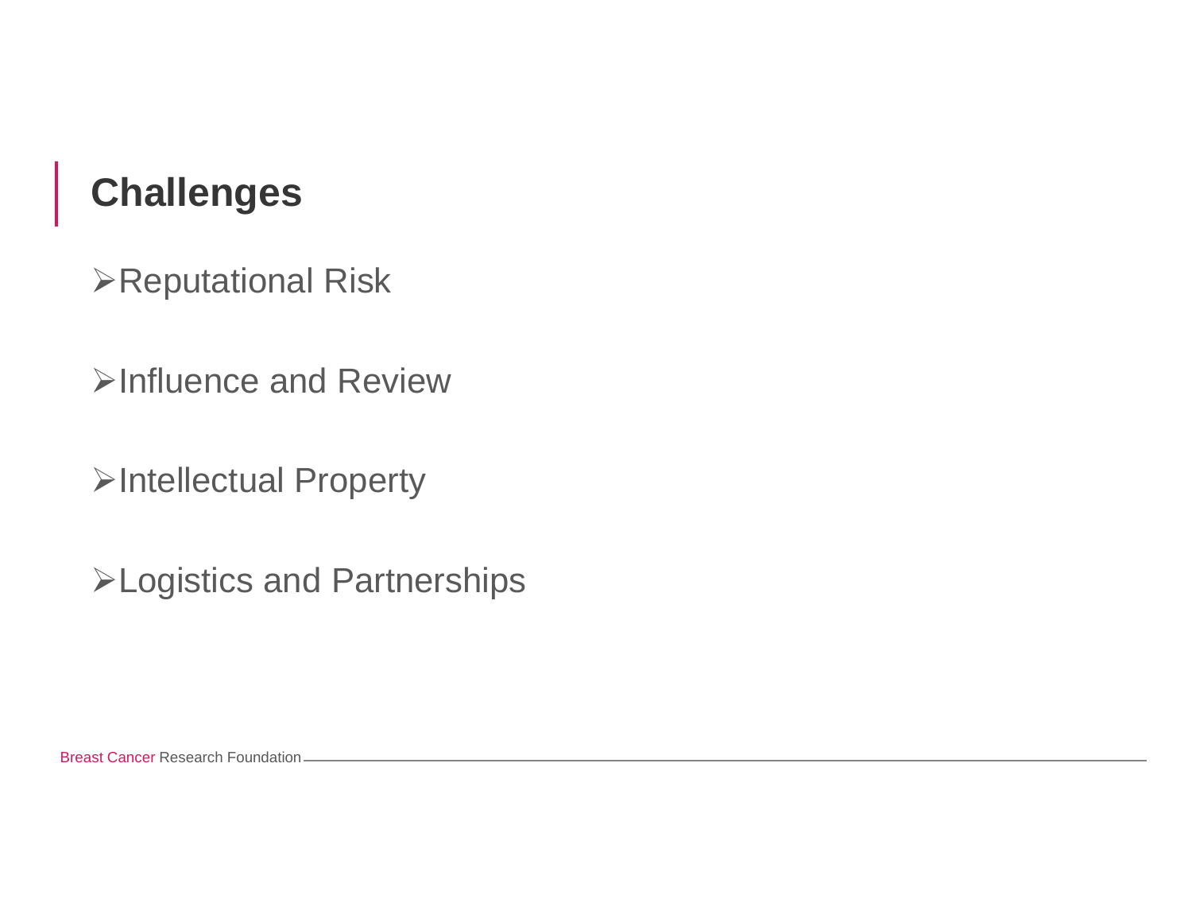## Challenges

- Reputational Risk

- Influence and Review

- Intellectual Property

- Logistics and Partnerships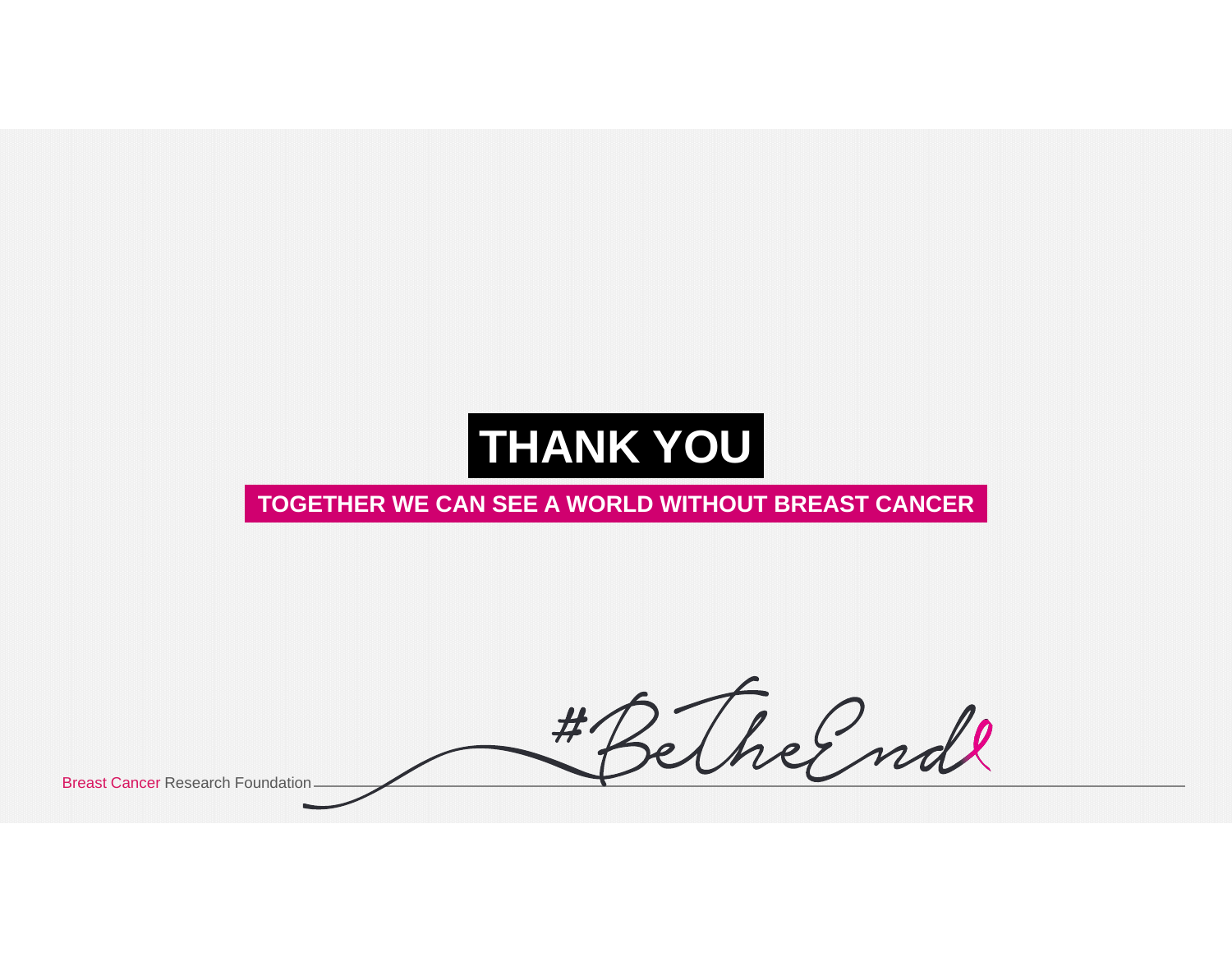# THANK YOU

**TOGETHER WE CAN SEE A WORLD WITHOUT BREAST CANCER**

#BeTheEnd

Breast Cancer Research Foundation